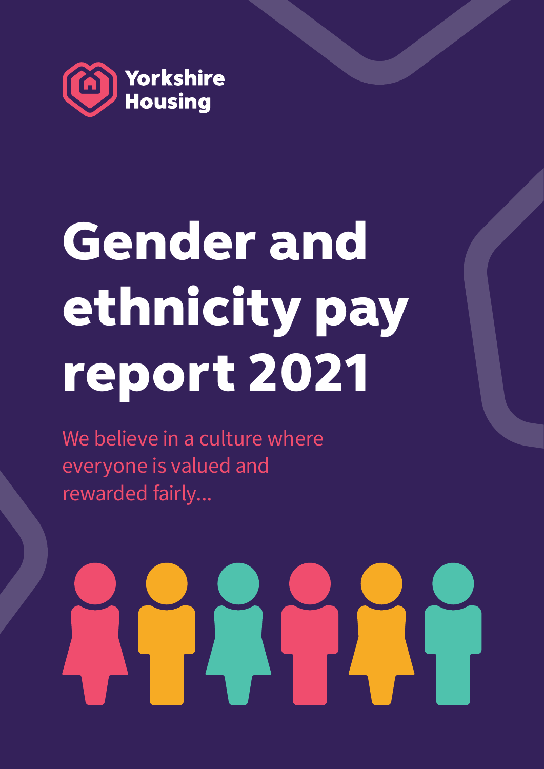Yorkshire Housing

# Gender and ethnicity pay report 2021

We believe in a culture where everyone is valued and rewarded fairly...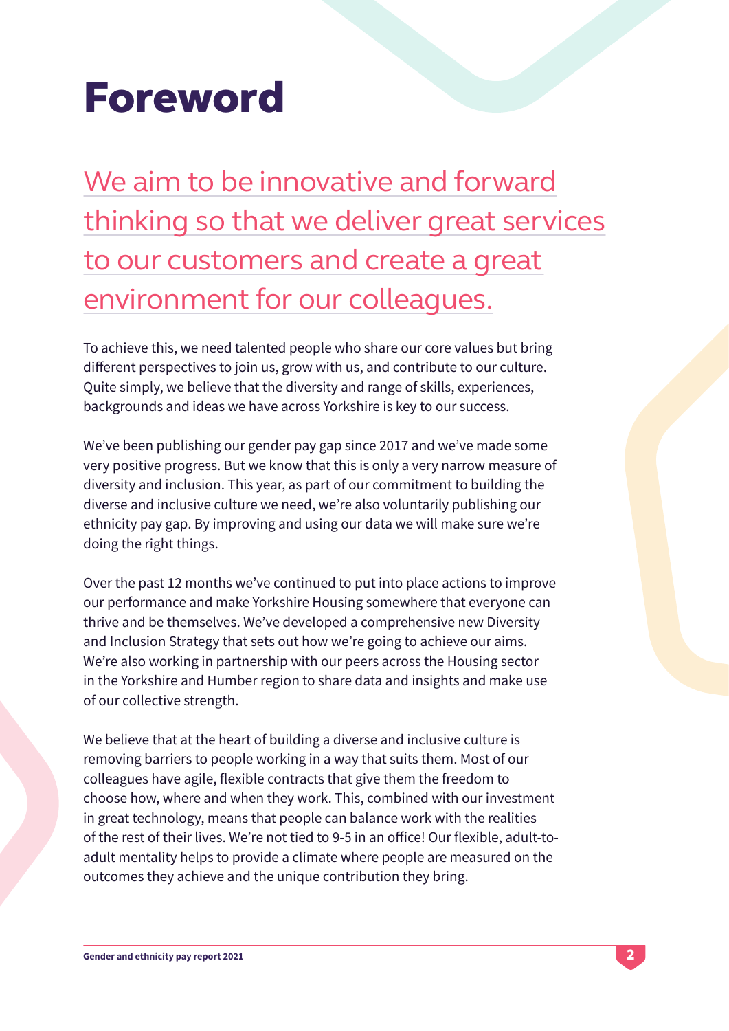# Foreword

## We aim to be innovative and forward thinking so that we deliver great services to our customers and create a great environment for our colleagues.

To achieve this, we need talented people who share our core values but bring different perspectives to join us, grow with us, and contribute to our culture. Quite simply, we believe that the diversity and range of skills, experiences, backgrounds and ideas we have across Yorkshire is key to our success.

We've been publishing our gender pay gap since 2017 and we've made some very positive progress. But we know that this is only a very narrow measure of diversity and inclusion. This year, as part of our commitment to building the diverse and inclusive culture we need, we're also voluntarily publishing our ethnicity pay gap. By improving and using our data we will make sure we're doing the right things.

Over the past 12 months we've continued to put into place actions to improve our performance and make Yorkshire Housing somewhere that everyone can thrive and be themselves. We've developed a comprehensive new Diversity and Inclusion Strategy that sets out how we're going to achieve our aims. We're also working in partnership with our peers across the Housing sector in the Yorkshire and Humber region to share data and insights and make use of our collective strength.

We believe that at the heart of building a diverse and inclusive culture is removing barriers to people working in a way that suits them. Most of our colleagues have agile, flexible contracts that give them the freedom to choose how, where and when they work. This, combined with our investment in great technology, means that people can balance work with the realities of the rest of their lives. We're not tied to 9-5 in an office! Our flexible, adult-to-adult mentality helps to provide a climate where people are measured on the outcomes they achieve and the unique contribution they bring.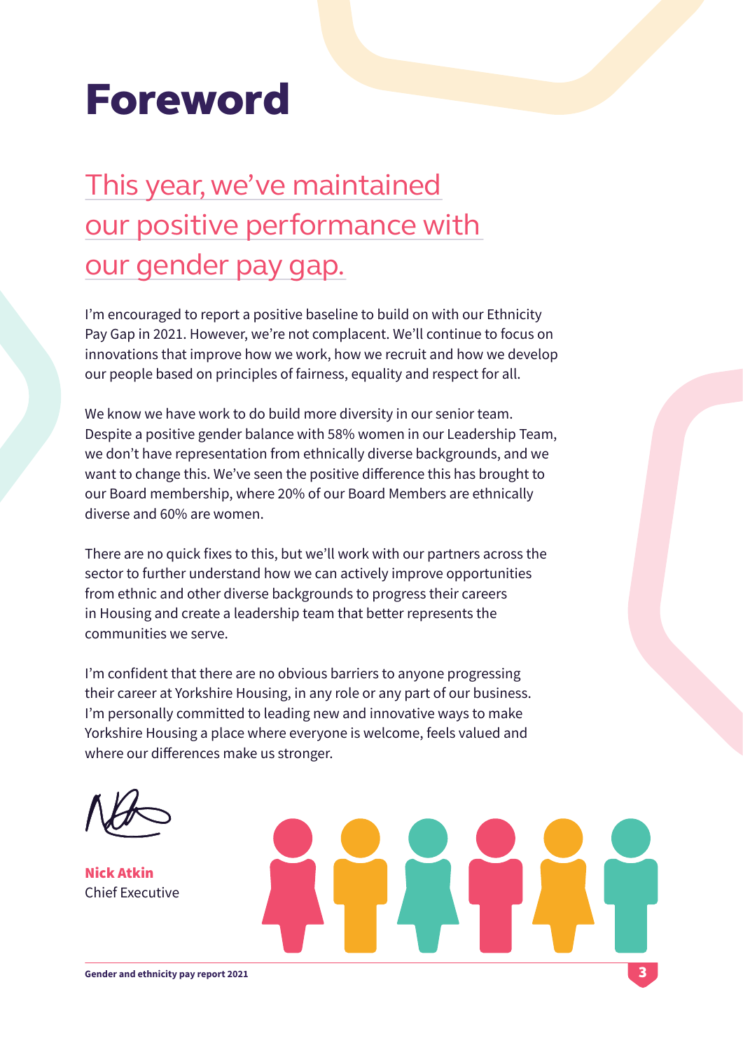# Foreword

## This year, we've maintained our positive performance with our gender pay gap.

I'm encouraged to report a positive baseline to build on with our Ethnicity Pay Gap in 2021. However, we're not complacent. We'll continue to focus on innovations that improve how we work, how we recruit and how we develop our people based on principles of fairness, equality and respect for all.

We know we have work to do build more diversity in our senior team. Despite a positive gender balance with 58% women in our Leadership Team, we don't have representation from ethnically diverse backgrounds, and we want to change this. We've seen the positive difference this has brought to our Board membership, where 20% of our Board Members are ethnically diverse and 60% are women.

There are no quick fixes to this, but we'll work with our partners across the sector to further understand how we can actively improve opportunities from ethnic and other diverse backgrounds to progress their careers in Housing and create a leadership team that better represents the communities we serve.

I'm confident that there are no obvious barriers to anyone progressing their career at Yorkshire Housing, in any role or any part of our business. I'm personally committed to leading new and innovative ways to make Yorkshire Housing a place where everyone is welcome, feels valued and where our differences make us stronger.

**Nick Atkin**
Chief Executive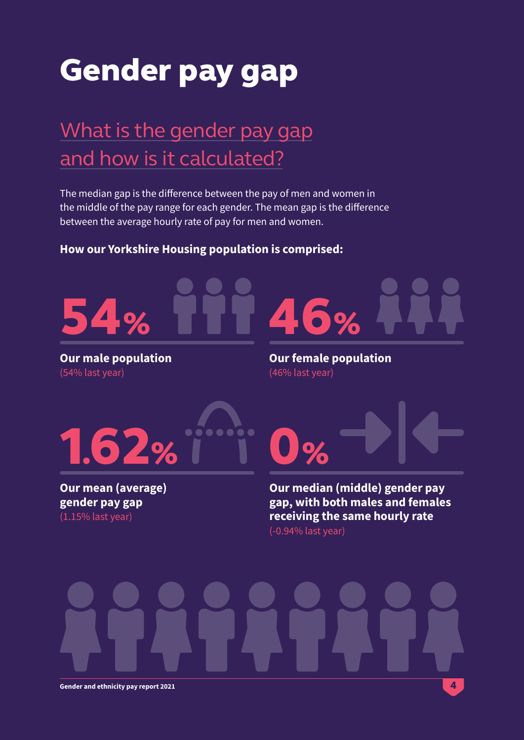# Gender pay gap

## What is the gender pay gap and how is it calculated?

The median gap is the difference between the pay of men and women in the middle of the pay range for each gender. The mean gap is the difference between the average hourly rate of pay for men and women.

**How our Yorkshire Housing population is comprised:**

**54%**

**Our male population**
(54% last year)

**46%**

**Our female population**
(46% last year)

**1.62%**

**Our mean (average) gender pay gap**
(1.15% last year)

**0%**

**Our median (middle) gender pay gap, with both males and females receiving the same hourly rate**
(-0.94% last year)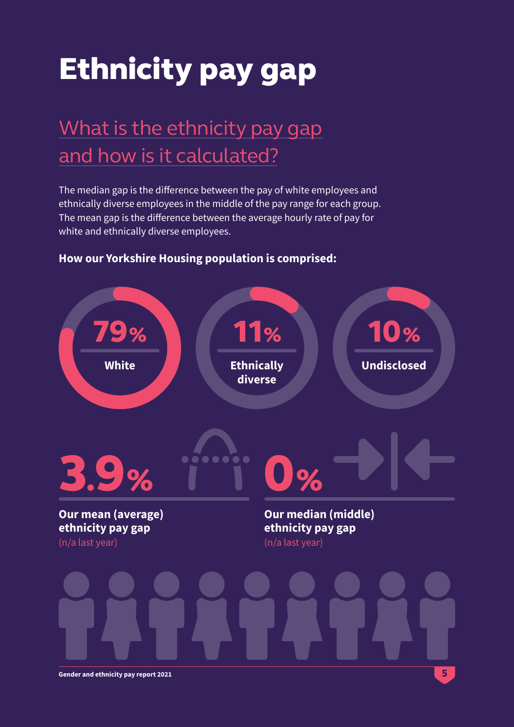# Ethnicity pay gap

## What is the ethnicity pay gap and how is it calculated?

The median gap is the difference between the pay of white employees and ethnically diverse employees in the middle of the pay range for each group. The mean gap is the difference between the average hourly rate of pay for white and ethnically diverse employees.

**How our Yorkshire Housing population is comprised:**

**79%** White

**11%** Ethnically diverse

**10%** Undisclosed

**3.9%**

**Our mean (average) ethnicity pay gap**
(n/a last year)

**0%**

**Our median (middle) ethnicity pay gap**
(n/a last year)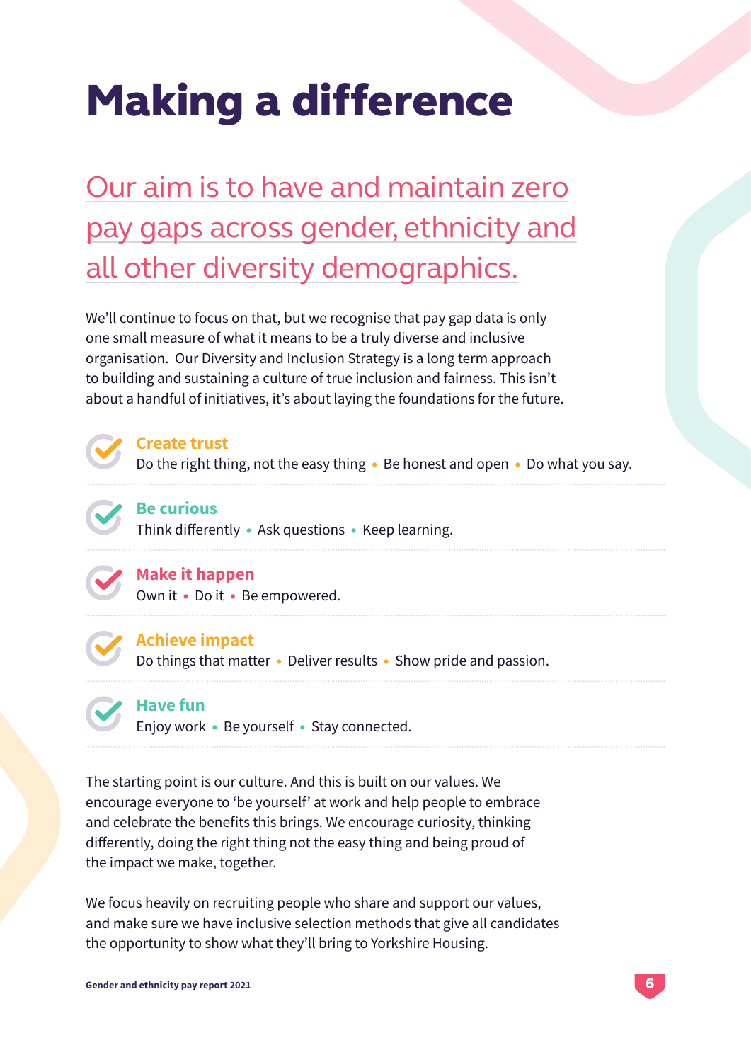# Making a difference

## Our aim is to have and maintain zero pay gaps across gender, ethnicity and all other diversity demographics.

We'll continue to focus on that, but we recognise that pay gap data is only one small measure of what it means to be a truly diverse and inclusive organisation. Our Diversity and Inclusion Strategy is a long term approach to building and sustaining a culture of true inclusion and fairness. This isn't about a handful of initiatives, it's about laying the foundations for the future.

**Create trust**
Do the right thing, not the easy thing • Be honest and open • Do what you say.

**Be curious**
Think differently • Ask questions • Keep learning.

**Make it happen**
Own it • Do it • Be empowered.

**Achieve impact**
Do things that matter • Deliver results • Show pride and passion.

**Have fun**
Enjoy work • Be yourself • Stay connected.

The starting point is our culture. And this is built on our values. We encourage everyone to 'be yourself' at work and help people to embrace and celebrate the benefits this brings. We encourage curiosity, thinking differently, doing the right thing not the easy thing and being proud of the impact we make, together.

We focus heavily on recruiting people who share and support our values, and make sure we have inclusive selection methods that give all candidates the opportunity to show what they'll bring to Yorkshire Housing.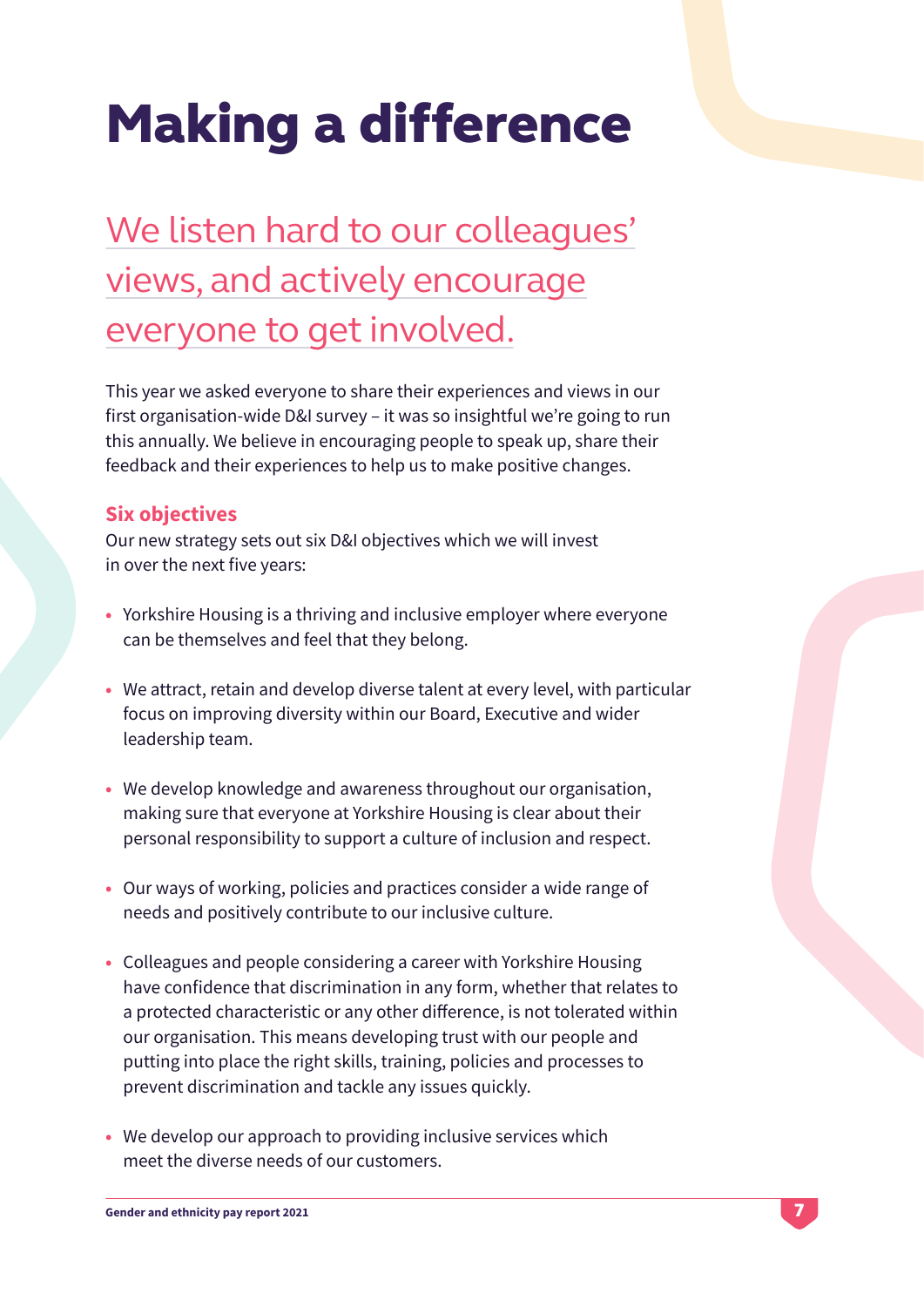# Making a difference

## We listen hard to our colleagues' views, and actively encourage everyone to get involved.

This year we asked everyone to share their experiences and views in our first organisation-wide D&I survey – it was so insightful we're going to run this annually. We believe in encouraging people to speak up, share their feedback and their experiences to help us to make positive changes.

### Six objectives

Our new strategy sets out six D&I objectives which we will invest in over the next five years:

- Yorkshire Housing is a thriving and inclusive employer where everyone can be themselves and feel that they belong.
- We attract, retain and develop diverse talent at every level, with particular focus on improving diversity within our Board, Executive and wider leadership team.
- We develop knowledge and awareness throughout our organisation, making sure that everyone at Yorkshire Housing is clear about their personal responsibility to support a culture of inclusion and respect.
- Our ways of working, policies and practices consider a wide range of needs and positively contribute to our inclusive culture.
- Colleagues and people considering a career with Yorkshire Housing have confidence that discrimination in any form, whether that relates to a protected characteristic or any other difference, is not tolerated within our organisation. This means developing trust with our people and putting into place the right skills, training, policies and processes to prevent discrimination and tackle any issues quickly.
- We develop our approach to providing inclusive services which meet the diverse needs of our customers.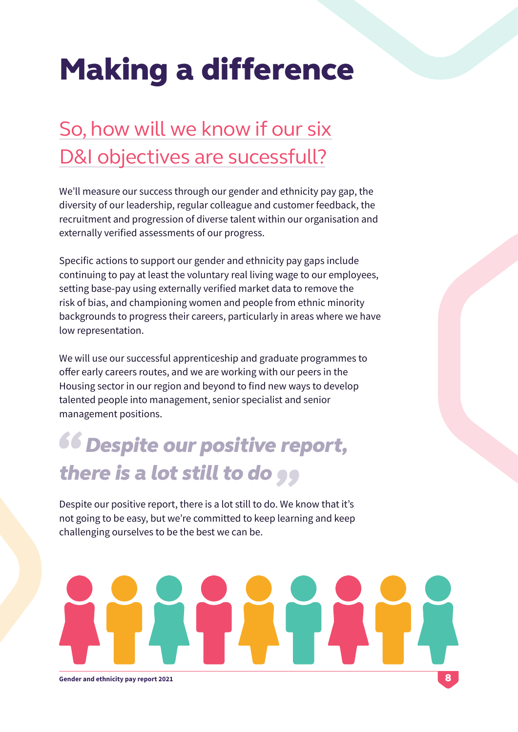# Making a difference

## So, how will we know if our six D&I objectives are sucessfull?

We'll measure our success through our gender and ethnicity pay gap, the diversity of our leadership, regular colleague and customer feedback, the recruitment and progression of diverse talent within our organisation and externally verified assessments of our progress.

Specific actions to support our gender and ethnicity pay gaps include continuing to pay at least the voluntary real living wage to our employees, setting base-pay using externally verified market data to remove the risk of bias, and championing women and people from ethnic minority backgrounds to progress their careers, particularly in areas where we have low representation.

We will use our successful apprenticeship and graduate programmes to offer early careers routes, and we are working with our peers in the Housing sector in our region and beyond to find new ways to develop talented people into management, senior specialist and senior management positions.

> ***"Despite our positive report, there is a lot still to do"***

Despite our positive report, there is a lot still to do. We know that it's not going to be easy, but we're committed to keep learning and keep challenging ourselves to be the best we can be.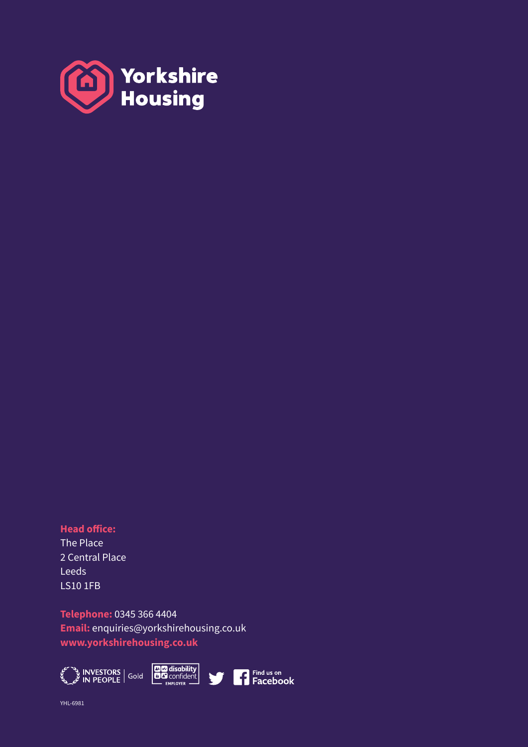Yorkshire Housing

**Head office:**
The Place
2 Central Place
Leeds
LS10 1FB

**Telephone:** 0345 366 4404
**Email:** enquiries@yorkshirehousing.co.uk
**www.yorkshirehousing.co.uk**

INVESTORS IN PEOPLE | Gold
disability confident EMPLOYER
Find us on Facebook

YHL-6981